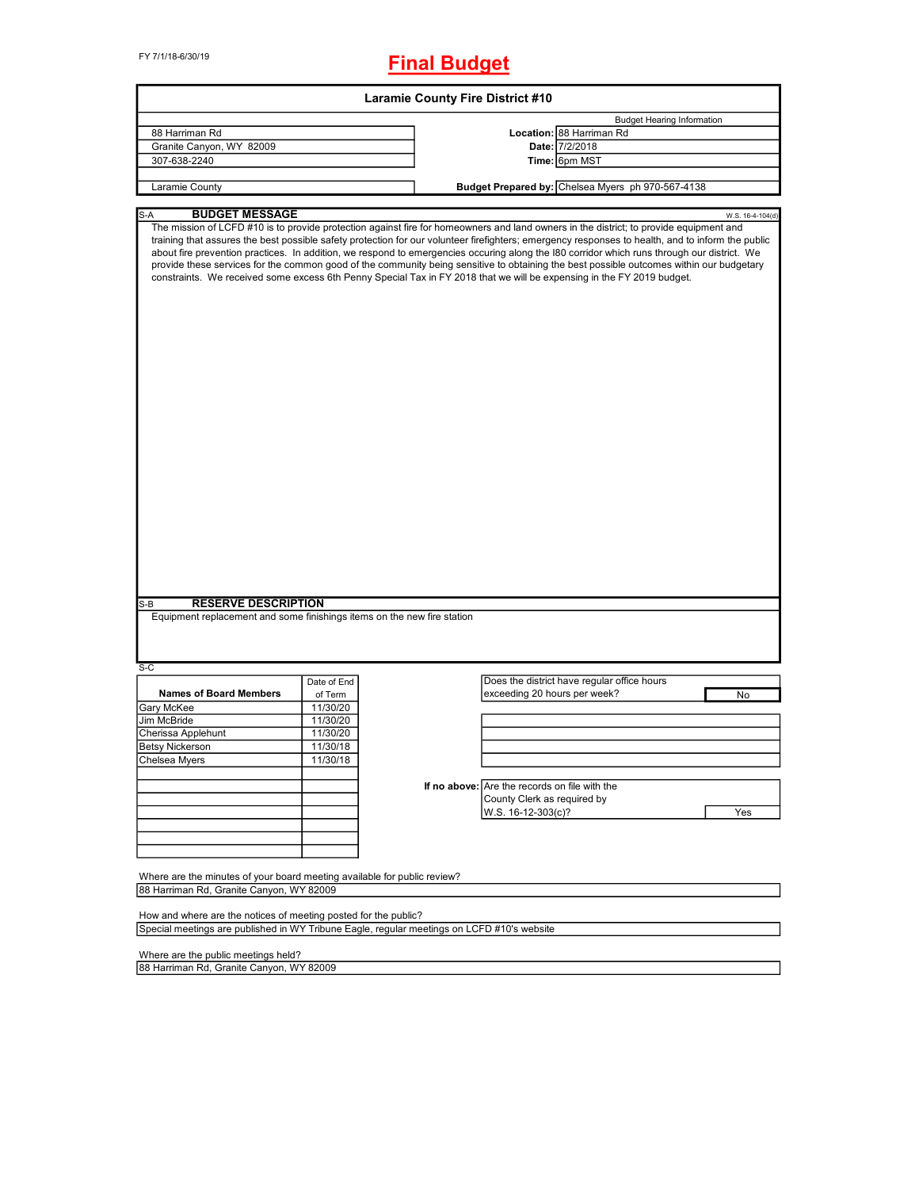FY 7/1/18-6/30/19

# Final Budget

## Laramie County Fire District #10

| | | |
|---|---|---|
| 88 Harriman Rd | | Budget Hearing Information |
| Granite Canyon, WY 82009 | **Location:** | 88 Harriman Rd |
| 307-638-2240 | **Date:** | 7/2/2018 |
| | **Time:** | 6pm MST |
| Laramie County | **Budget Prepared by:** | Chelsea Myers ph 970-567-4138 |

S-A **BUDGET MESSAGE** W.S. 16-4-104(d)

The mission of LCFD #10 is to provide protection against fire for homeowners and land owners in the district; to provide equipment and training that assures the best possible safety protection for our volunteer firefighters; emergency responses to health, and to inform the public about fire prevention practices. In addition, we respond to emergencies occuring along the I80 corridor which runs through our district. We provide these services for the common good of the community being sensitive to obtaining the best possible outcomes within our budgetary constraints. We received some excess 6th Penny Special Tax in FY 2018 that we will be expensing in the FY 2019 budget.

S-B **RESERVE DESCRIPTION**

Equipment replacement and some finishings items on the new fire station

S-C

| Names of Board Members | Date of End of Term |
|---|---|
| Gary McKee | 11/30/20 |
| Jim McBride | 11/30/20 |
| Cherissa Applehunt | 11/30/20 |
| Betsy Nickerson | 11/30/18 |
| Chelsea Myers | 11/30/18 |

Does the district have regular office hours exceeding 20 hours per week? **No**

**If no above:** Are the records on file with the County Clerk as required by W.S. 16-12-303(c)? **Yes**

Where are the minutes of your board meeting available for public review?
88 Harriman Rd, Granite Canyon, WY 82009

How and where are the notices of meeting posted for the public?
Special meetings are published in WY Tribune Eagle, regular meetings on LCFD #10's website

Where are the public meetings held?
88 Harriman Rd, Granite Canyon, WY 82009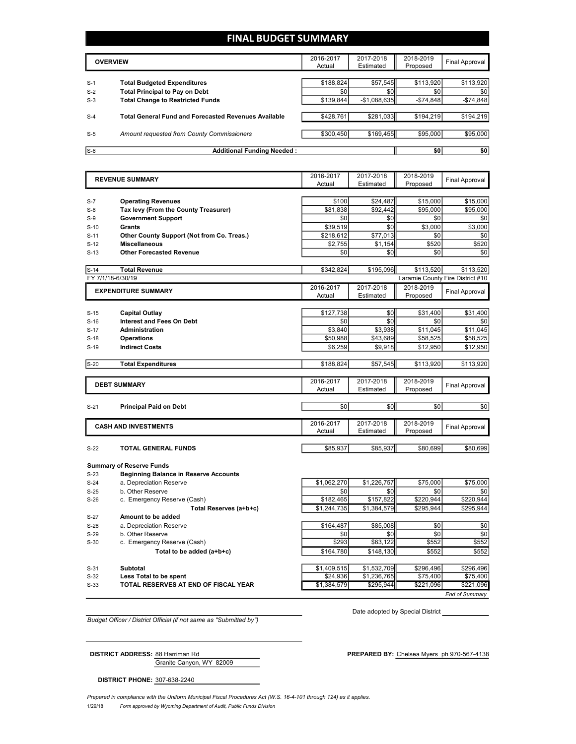# FINAL BUDGET SUMMARY

| | OVERVIEW | 2016-2017 Actual | 2017-2018 Estimated | 2018-2019 Proposed | Final Approval |
|---|---|---|---|---|---|
| S-1 | **Total Budgeted Expenditures** | $188,824 | $57,545 | $113,920 | $113,920 |
| S-2 | **Total Principal to Pay on Debt** | $0 | $0 | $0 | $0 |
| S-3 | **Total Change to Restricted Funds** | $139,844 | -$1,088,635 | -$74,848 | -$74,848 |
| S-4 | **Total General Fund and Forecasted Revenues Available** | $428,761 | $281,033 | $194,219 | $194,219 |
| S-5 | *Amount requested from County Commissioners* | $300,450 | $169,455 | $95,000 | $95,000 |
| S-6 | **Additional Funding Needed :** | | | $0 | $0 |

| | REVENUE SUMMARY | 2016-2017 Actual | 2017-2018 Estimated | 2018-2019 Proposed | Final Approval |
|---|---|---|---|---|---|
| S-7 | **Operating Revenues** | $100 | $24,487 | $15,000 | $15,000 |
| S-8 | **Tax levy (From the County Treasurer)** | $81,838 | $92,442 | $95,000 | $95,000 |
| S-9 | **Government Support** | $0 | $0 | $0 | $0 |
| S-10 | **Grants** | $39,519 | $0 | $3,000 | $3,000 |
| S-11 | **Other County Support (Not from Co. Treas.)** | $218,612 | $77,013 | $0 | $0 |
| S-12 | **Miscellaneous** | $2,755 | $1,154 | $520 | $520 |
| S-13 | **Other Forecasted Revenue** | $0 | $0 | $0 | $0 |
| S-14 | **Total Revenue** | $342,824 | $195,096 | $113,520 | $113,520 |

FY 7/1/18-6/30/19 — Laramie County Fire District #10

| | EXPENDITURE SUMMARY | 2016-2017 Actual | 2017-2018 Estimated | 2018-2019 Proposed | Final Approval |
|---|---|---|---|---|---|
| S-15 | **Capital Outlay** | $127,738 | $0 | $31,400 | $31,400 |
| S-16 | **Interest and Fees On Debt** | $0 | $0 | $0 | $0 |
| S-17 | **Administration** | $3,840 | $3,938 | $11,045 | $11,045 |
| S-18 | **Operations** | $50,988 | $43,689 | $58,525 | $58,525 |
| S-19 | **Indirect Costs** | $6,259 | $9,918 | $12,950 | $12,950 |
| S-20 | **Total Expenditures** | $188,824 | $57,545 | $113,920 | $113,920 |

| | DEBT SUMMARY | 2016-2017 Actual | 2017-2018 Estimated | 2018-2019 Proposed | Final Approval |
|---|---|---|---|---|---|
| S-21 | **Principal Paid on Debt** | $0 | $0 | $0 | $0 |

| | CASH AND INVESTMENTS | 2016-2017 Actual | 2017-2018 Estimated | 2018-2019 Proposed | Final Approval |
|---|---|---|---|---|---|
| S-22 | **TOTAL GENERAL FUNDS** | $85,937 | $85,937 | $80,699 | $80,699 |
| | **Summary of Reserve Funds** | | | | |
| S-23 | **Beginning Balance in Reserve Accounts** | | | | |
| S-24 | a. Depreciation Reserve | $1,062,270 | $1,226,757 | $75,000 | $75,000 |
| S-25 | b. Other Reserve | $0 | $0 | $0 | $0 |
| S-26 | c. Emergency Reserve (Cash) | $182,465 | $157,822 | $220,944 | $220,944 |
| | **Total Reserves (a+b+c)** | $1,244,735 | $1,384,579 | $295,944 | $295,944 |
| S-27 | **Amount to be added** | | | | |
| S-28 | a. Depreciation Reserve | $164,487 | $85,008 | $0 | $0 |
| S-29 | b. Other Reserve | $0 | $0 | $0 | $0 |
| S-30 | c. Emergency Reserve (Cash) | $293 | $63,122 | $552 | $552 |
| | **Total to be added (a+b+c)** | $164,780 | $148,130 | $552 | $552 |
| S-31 | **Subtotal** | $1,409,515 | $1,532,709 | $296,496 | $296,496 |
| S-32 | **Less Total to be spent** | $24,936 | $1,236,765 | $75,400 | $75,400 |
| S-33 | **TOTAL RESERVES AT END OF FISCAL YEAR** | $1,384,579 | $295,944 | $221,096 | $221,096 |

*End of Summary*

*Budget Officer / District Official (if not same as "Submitted by")*

Date adopted by Special District ____________

**DISTRICT ADDRESS:** 88 Harriman Rd
Granite Canyon, WY 82009

**PREPARED BY:** Chelsea Myers ph 970-567-4138

**DISTRICT PHONE:** 307-638-2240

*Prepared in compliance with the Uniform Municipal Fiscal Procedures Act (W.S. 16-4-101 through 124) as it applies.*

1/29/18 *Form approved by Wyoming Department of Audit, Public Funds Division*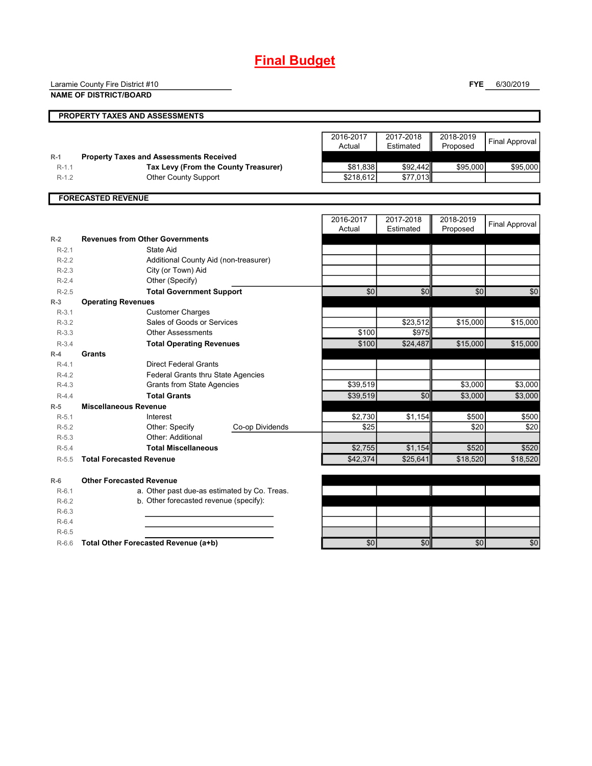# Final Budget

Laramie County Fire District #10
**NAME OF DISTRICT/BOARD**

**FYE** 6/30/2019

## PROPERTY TAXES AND ASSESSMENTS

| | | 2016-2017 Actual | 2017-2018 Estimated | 2018-2019 Proposed | Final Approval |
|---|---|---|---|---|---|
| R-1 | **Property Taxes and Assessments Received** | | | | |
| R-1.1 | **Tax Levy (From the County Treasurer)** | $81,838 | $92,442 | $95,000 | $95,000 |
| R-1.2 | Other County Support | $218,612 | $77,013 | | |

## FORECASTED REVENUE

| | | 2016-2017 Actual | 2017-2018 Estimated | 2018-2019 Proposed | Final Approval |
|---|---|---|---|---|---|
| R-2 | **Revenues from Other Governments** | | | | |
| R-2.1 | State Aid | | | | |
| R-2.2 | Additional County Aid (non-treasurer) | | | | |
| R-2.3 | City (or Town) Aid | | | | |
| R-2.4 | Other (Specify) | | | | |
| R-2.5 | **Total Government Support** | $0 | $0 | $0 | $0 |
| R-3 | **Operating Revenues** | | | | |
| R-3.1 | Customer Charges | | | | |
| R-3.2 | Sales of Goods or Services | | $23,512 | $15,000 | $15,000 |
| R-3.3 | Other Assessments | $100 | $975 | | |
| R-3.4 | **Total Operating Revenues** | $100 | $24,487 | $15,000 | $15,000 |
| R-4 | **Grants** | | | | |
| R-4.1 | Direct Federal Grants | | | | |
| R-4.2 | Federal Grants thru State Agencies | | | | |
| R-4.3 | Grants from State Agencies | $39,519 | | $3,000 | $3,000 |
| R-4.4 | **Total Grants** | $39,519 | $0 | $3,000 | $3,000 |
| R-5 | **Miscellaneous Revenue** | | | | |
| R-5.1 | Interest | $2,730 | $1,154 | $500 | $500 |
| R-5.2 | Other: Specify Co-op Dividends | $25 | | $20 | $20 |
| R-5.3 | Other: Additional | | | | |
| R-5.4 | **Total Miscellaneous** | $2,755 | $1,154 | $520 | $520 |
| R-5.5 | **Total Forecasted Revenue** | $42,374 | $25,641 | $18,520 | $18,520 |
| R-6 | **Other Forecasted Revenue** | | | | |
| R-6.1 | a. Other past due-as estimated by Co. Treas. | | | | |
| R-6.2 | b. Other forecasted revenue (specify): | | | | |
| R-6.3 | | | | | |
| R-6.4 | | | | | |
| R-6.5 | | | | | |
| R-6.6 | **Total Other Forecasted Revenue (a+b)** | $0 | $0 | $0 | $0 |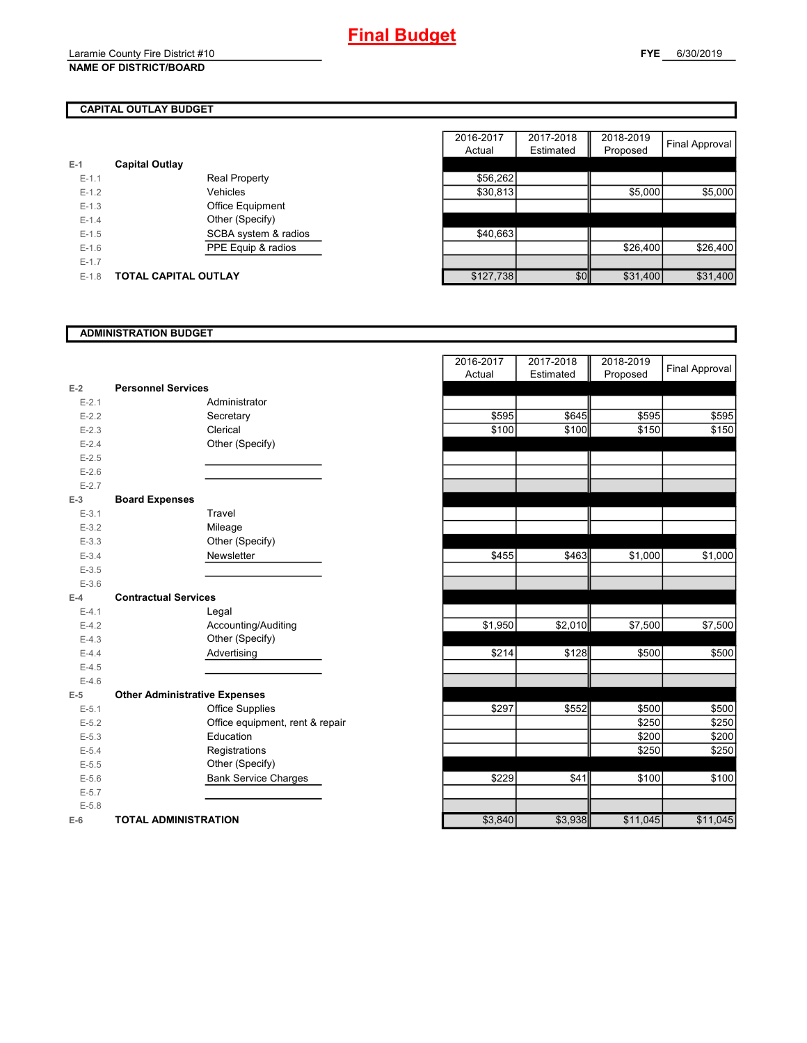# Final Budget

Laramie County Fire District #10
**NAME OF DISTRICT/BOARD**

**FYE** 6/30/2019

## CAPITAL OUTLAY BUDGET

| | | | 2016-2017 Actual | 2017-2018 Estimated | 2018-2019 Proposed | Final Approval |
|---|---|---|---|---|---|---|
| **E-1** | **Capital Outlay** | | | | | |
| E-1.1 | | Real Property | $56,262 | | | |
| E-1.2 | | Vehicles | $30,813 | | $5,000 | $5,000 |
| E-1.3 | | Office Equipment | | | | |
| E-1.4 | | Other (Specify) | | | | |
| E-1.5 | | SCBA system & radios | $40,663 | | | |
| E-1.6 | | PPE Equip & radios | | | $26,400 | $26,400 |
| E-1.7 | | | | | | |
| E-1.8 | **TOTAL CAPITAL OUTLAY** | | $127,738 | $0 | $31,400 | $31,400 |

## ADMINISTRATION BUDGET

| | | | 2016-2017 Actual | 2017-2018 Estimated | 2018-2019 Proposed | Final Approval |
|---|---|---|---|---|---|---|
| **E-2** | **Personnel Services** | | | | | |
| E-2.1 | | Administrator | | | | |
| E-2.2 | | Secretary | $595 | $645 | $595 | $595 |
| E-2.3 | | Clerical | $100 | $100 | $150 | $150 |
| E-2.4 | | Other (Specify) | | | | |
| E-2.5 | | | | | | |
| E-2.6 | | | | | | |
| E-2.7 | | | | | | |
| **E-3** | **Board Expenses** | | | | | |
| E-3.1 | | Travel | | | | |
| E-3.2 | | Mileage | | | | |
| E-3.3 | | Other (Specify) | | | | |
| E-3.4 | | Newsletter | $455 | $463 | $1,000 | $1,000 |
| E-3.5 | | | | | | |
| E-3.6 | | | | | | |
| **E-4** | **Contractual Services** | | | | | |
| E-4.1 | | Legal | | | | |
| E-4.2 | | Accounting/Auditing | $1,950 | $2,010 | $7,500 | $7,500 |
| E-4.3 | | Other (Specify) | | | | |
| E-4.4 | | Advertising | $214 | $128 | $500 | $500 |
| E-4.5 | | | | | | |
| E-4.6 | | | | | | |
| **E-5** | **Other Administrative Expenses** | | | | | |
| E-5.1 | | Office Supplies | $297 | $552 | $500 | $500 |
| E-5.2 | | Office equipment, rent & repair | | | $250 | $250 |
| E-5.3 | | Education | | | $200 | $200 |
| E-5.4 | | Registrations | | | $250 | $250 |
| E-5.5 | | Other (Specify) | | | | |
| E-5.6 | | Bank Service Charges | $229 | $41 | $100 | $100 |
| E-5.7 | | | | | | |
| E-5.8 | | | | | | |
| **E-6** | **TOTAL ADMINISTRATION** | | $3,840 | $3,938 | $11,045 | $11,045 |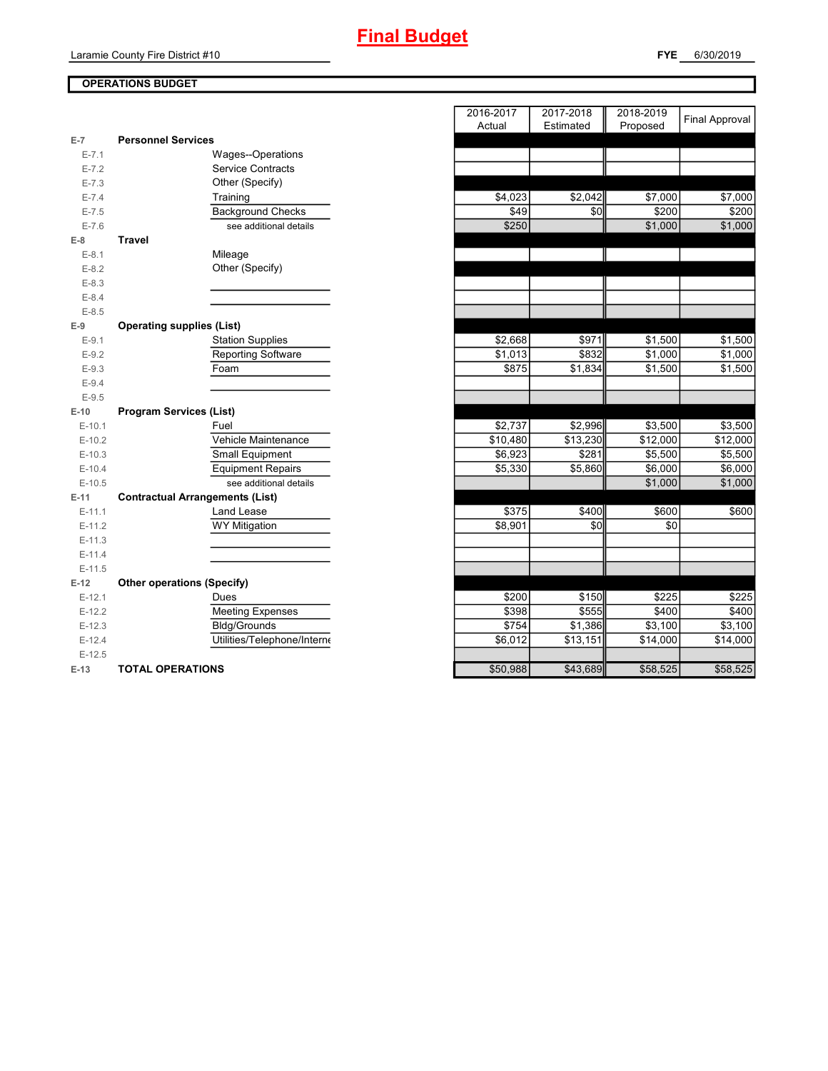# Final Budget

Laramie County Fire District #10

**FYE** 6/30/2019

## OPERATIONS BUDGET

| | | | 2016-2017 Actual | 2017-2018 Estimated | 2018-2019 Proposed | Final Approval |
|---|---|---|---|---|---|---|
| E-7 | **Personnel Services** | | | | | |
| E-7.1 | | Wages--Operations | | | | |
| E-7.2 | | Service Contracts | | | | |
| E-7.3 | | Other (Specify) | | | | |
| E-7.4 | | Training | $4,023 | $2,042 | $7,000 | $7,000 |
| E-7.5 | | Background Checks | $49 | $0 | $200 | $200 |
| E-7.6 | | see additional details | $250 | | $1,000 | $1,000 |
| E-8 | **Travel** | | | | | |
| E-8.1 | | Mileage | | | | |
| E-8.2 | | Other (Specify) | | | | |
| E-8.3 | | | | | | |
| E-8.4 | | | | | | |
| E-8.5 | | | | | | |
| E-9 | **Operating supplies (List)** | | | | | |
| E-9.1 | | Station Supplies | $2,668 | $971 | $1,500 | $1,500 |
| E-9.2 | | Reporting Software | $1,013 | $832 | $1,000 | $1,000 |
| E-9.3 | | Foam | $875 | $1,834 | $1,500 | $1,500 |
| E-9.4 | | | | | | |
| E-9.5 | | | | | | |
| E-10 | **Program Services (List)** | | | | | |
| E-10.1 | | Fuel | $2,737 | $2,996 | $3,500 | $3,500 |
| E-10.2 | | Vehicle Maintenance | $10,480 | $13,230 | $12,000 | $12,000 |
| E-10.3 | | Small Equipment | $6,923 | $281 | $5,500 | $5,500 |
| E-10.4 | | Equipment Repairs | $5,330 | $5,860 | $6,000 | $6,000 |
| E-10.5 | | see additional details | | | $1,000 | $1,000 |
| E-11 | **Contractual Arrangements (List)** | | | | | |
| E-11.1 | | Land Lease | $375 | $400 | $600 | $600 |
| E-11.2 | | WY Mitigation | $8,901 | $0 | $0 | |
| E-11.3 | | | | | | |
| E-11.4 | | | | | | |
| E-11.5 | | | | | | |
| E-12 | **Other operations (Specify)** | | | | | |
| E-12.1 | | Dues | $200 | $150 | $225 | $225 |
| E-12.2 | | Meeting Expenses | $398 | $555 | $400 | $400 |
| E-12.3 | | Bldg/Grounds | $754 | $1,386 | $3,100 | $3,100 |
| E-12.4 | | Utilities/Telephone/Interne | $6,012 | $13,151 | $14,000 | $14,000 |
| E-12.5 | | | | | | |
| E-13 | **TOTAL OPERATIONS** | | $50,988 | $43,689 | $58,525 | $58,525 |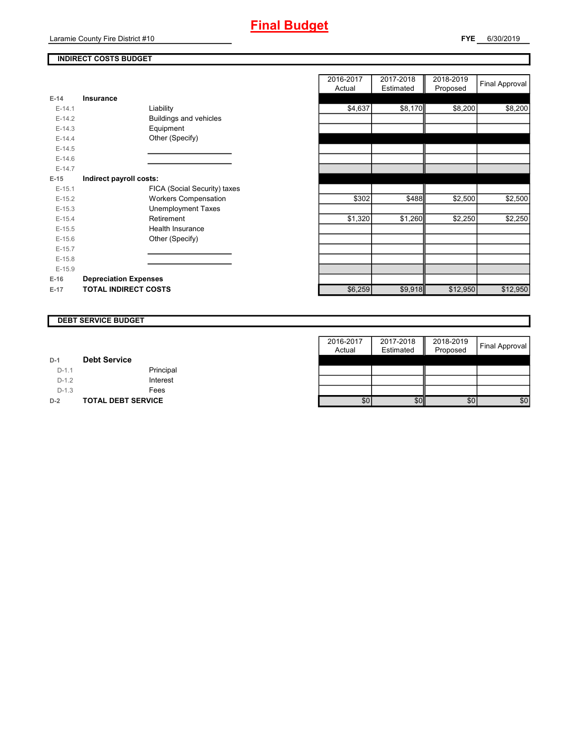# Final Budget

Laramie County Fire District #10

**FYE** 6/30/2019

## INDIRECT COSTS BUDGET

| | | | 2016-2017 Actual | 2017-2018 Estimated | 2018-2019 Proposed | Final Approval |
|---|---|---|---|---|---|---|
| **E-14** | **Insurance** | | | | | |
| E-14.1 | | Liability | $4,637 | $8,170 | $8,200 | $8,200 |
| E-14.2 | | Buildings and vehicles | | | | |
| E-14.3 | | Equipment | | | | |
| E-14.4 | | Other (Specify) | | | | |
| E-14.5 | | | | | | |
| E-14.6 | | | | | | |
| E-14.7 | | | | | | |
| **E-15** | **Indirect payroll costs:** | | | | | |
| E-15.1 | | FICA (Social Security) taxes | | | | |
| E-15.2 | | Workers Compensation | $302 | $488 | $2,500 | $2,500 |
| E-15.3 | | Unemployment Taxes | | | | |
| E-15.4 | | Retirement | $1,320 | $1,260 | $2,250 | $2,250 |
| E-15.5 | | Health Insurance | | | | |
| E-15.6 | | Other (Specify) | | | | |
| E-15.7 | | | | | | |
| E-15.8 | | | | | | |
| E-15.9 | | | | | | |
| **E-16** | **Depreciation Expenses** | | | | | |
| **E-17** | **TOTAL INDIRECT COSTS** | | $6,259 | $9,918 | $12,950 | $12,950 |

## DEBT SERVICE BUDGET

| | | | 2016-2017 Actual | 2017-2018 Estimated | 2018-2019 Proposed | Final Approval |
|---|---|---|---|---|---|---|
| **D-1** | **Debt Service** | | | | | |
| D-1.1 | | Principal | | | | |
| D-1.2 | | Interest | | | | |
| D-1.3 | | Fees | | | | |
| **D-2** | **TOTAL DEBT SERVICE** | | $0 | $0 | $0 | $0 |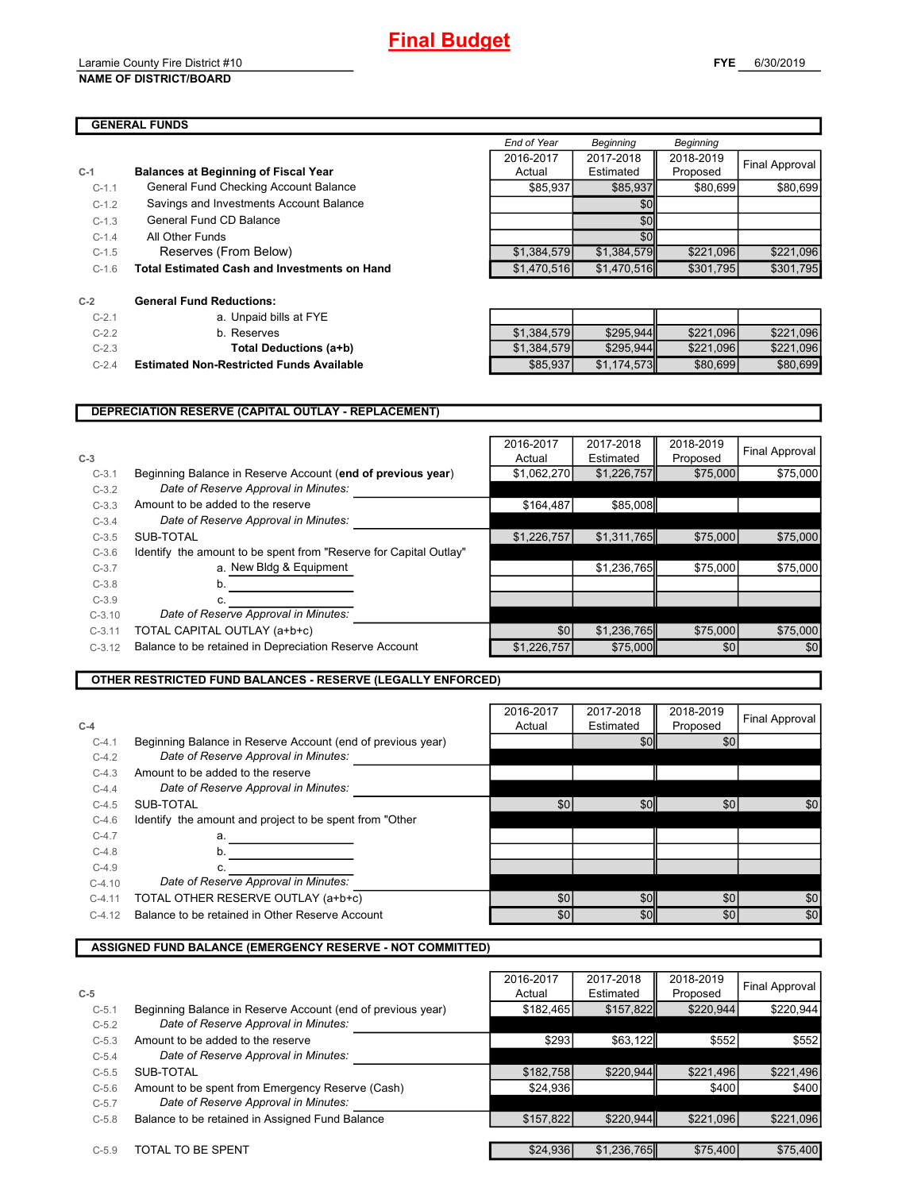# Final Budget

Laramie County Fire District #10
**NAME OF DISTRICT/BOARD**

**FYE** 6/30/2019

## GENERAL FUNDS

| | | End of Year 2016-2017 Actual | Beginning 2017-2018 Estimated | Beginning 2018-2019 Proposed | Final Approval |
|---|---|---|---|---|---|
| C-1 | **Balances at Beginning of Fiscal Year** | | | | |
| C-1.1 | General Fund Checking Account Balance | $85,937 | $85,937 | $80,699 | $80,699 |
| C-1.2 | Savings and Investments Account Balance | | $0 | | |
| C-1.3 | General Fund CD Balance | | $0 | | |
| C-1.4 | All Other Funds | | $0 | | |
| C-1.5 | Reserves (From Below) | $1,384,579 | $1,384,579 | $221,096 | $221,096 |
| C-1.6 | **Total Estimated Cash and Investments on Hand** | $1,470,516 | $1,470,516 | $301,795 | $301,795 |
| C-2 | **General Fund Reductions:** | | | | |
| C-2.1 | a. Unpaid bills at FYE | | | | |
| C-2.2 | b. Reserves | $1,384,579 | $295,944 | $221,096 | $221,096 |
| C-2.3 | **Total Deductions (a+b)** | $1,384,579 | $295,944 | $221,096 | $221,096 |
| C-2.4 | **Estimated Non-Restricted Funds Available** | $85,937 | $1,174,573 | $80,699 | $80,699 |

## DEPRECIATION RESERVE (CAPITAL OUTLAY - REPLACEMENT)

| C-3 | | 2016-2017 Actual | 2017-2018 Estimated | 2018-2019 Proposed | Final Approval |
|---|---|---|---|---|---|
| C-3.1 | Beginning Balance in Reserve Account (**end of previous year**) | $1,062,270 | $1,226,757 | $75,000 | $75,000 |
| C-3.2 | *Date of Reserve Approval in Minutes:* | | | | |
| C-3.3 | Amount to be added to the reserve | $164,487 | $85,008 | | |
| C-3.4 | *Date of Reserve Approval in Minutes:* | | | | |
| C-3.5 | SUB-TOTAL | $1,226,757 | $1,311,765 | $75,000 | $75,000 |
| C-3.6 | Identify the amount to be spent from "Reserve for Capital Outlay" | | | | |
| C-3.7 | a. New Bldg & Equipment | | $1,236,765 | $75,000 | $75,000 |
| C-3.8 | b. | | | | |
| C-3.9 | c. | | | | |
| C-3.10 | *Date of Reserve Approval in Minutes:* | | | | |
| C-3.11 | TOTAL CAPITAL OUTLAY (a+b+c) | $0 | $1,236,765 | $75,000 | $75,000 |
| C-3.12 | Balance to be retained in Depreciation Reserve Account | $1,226,757 | $75,000 | $0 | $0 |

## OTHER RESTRICTED FUND BALANCES - RESERVE (LEGALLY ENFORCED)

| C-4 | | 2016-2017 Actual | 2017-2018 Estimated | 2018-2019 Proposed | Final Approval |
|---|---|---|---|---|---|
| C-4.1 | Beginning Balance in Reserve Account (end of previous year) | | $0 | $0 | |
| C-4.2 | *Date of Reserve Approval in Minutes:* | | | | |
| C-4.3 | Amount to be added to the reserve | | | | |
| C-4.4 | *Date of Reserve Approval in Minutes:* | | | | |
| C-4.5 | SUB-TOTAL | $0 | $0 | $0 | $0 |
| C-4.6 | Identify the amount and project to be spent from "Other | | | | |
| C-4.7 | a. | | | | |
| C-4.8 | b. | | | | |
| C-4.9 | c. | | | | |
| C-4.10 | *Date of Reserve Approval in Minutes:* | | | | |
| C-4.11 | TOTAL OTHER RESERVE OUTLAY (a+b+c) | $0 | $0 | $0 | $0 |
| C-4.12 | Balance to be retained in Other Reserve Account | $0 | $0 | $0 | $0 |

## ASSIGNED FUND BALANCE (EMERGENCY RESERVE - NOT COMMITTED)

| C-5 | | 2016-2017 Actual | 2017-2018 Estimated | 2018-2019 Proposed | Final Approval |
|---|---|---|---|---|---|
| C-5.1 | Beginning Balance in Reserve Account (end of previous year) | $182,465 | $157,822 | $220,944 | $220,944 |
| C-5.2 | *Date of Reserve Approval in Minutes:* | | | | |
| C-5.3 | Amount to be added to the reserve | $293 | $63,122 | $552 | $552 |
| C-5.4 | *Date of Reserve Approval in Minutes:* | | | | |
| C-5.5 | SUB-TOTAL | $182,758 | $220,944 | $221,496 | $221,496 |
| C-5.6 | Amount to be spent from Emergency Reserve (Cash) | $24,936 | | $400 | $400 |
| C-5.7 | *Date of Reserve Approval in Minutes:* | | | | |
| C-5.8 | Balance to be retained in Assigned Fund Balance | $157,822 | $220,944 | $221,096 | $221,096 |
| C-5.9 | TOTAL TO BE SPENT | $24,936 | $1,236,765 | $75,400 | $75,400 |